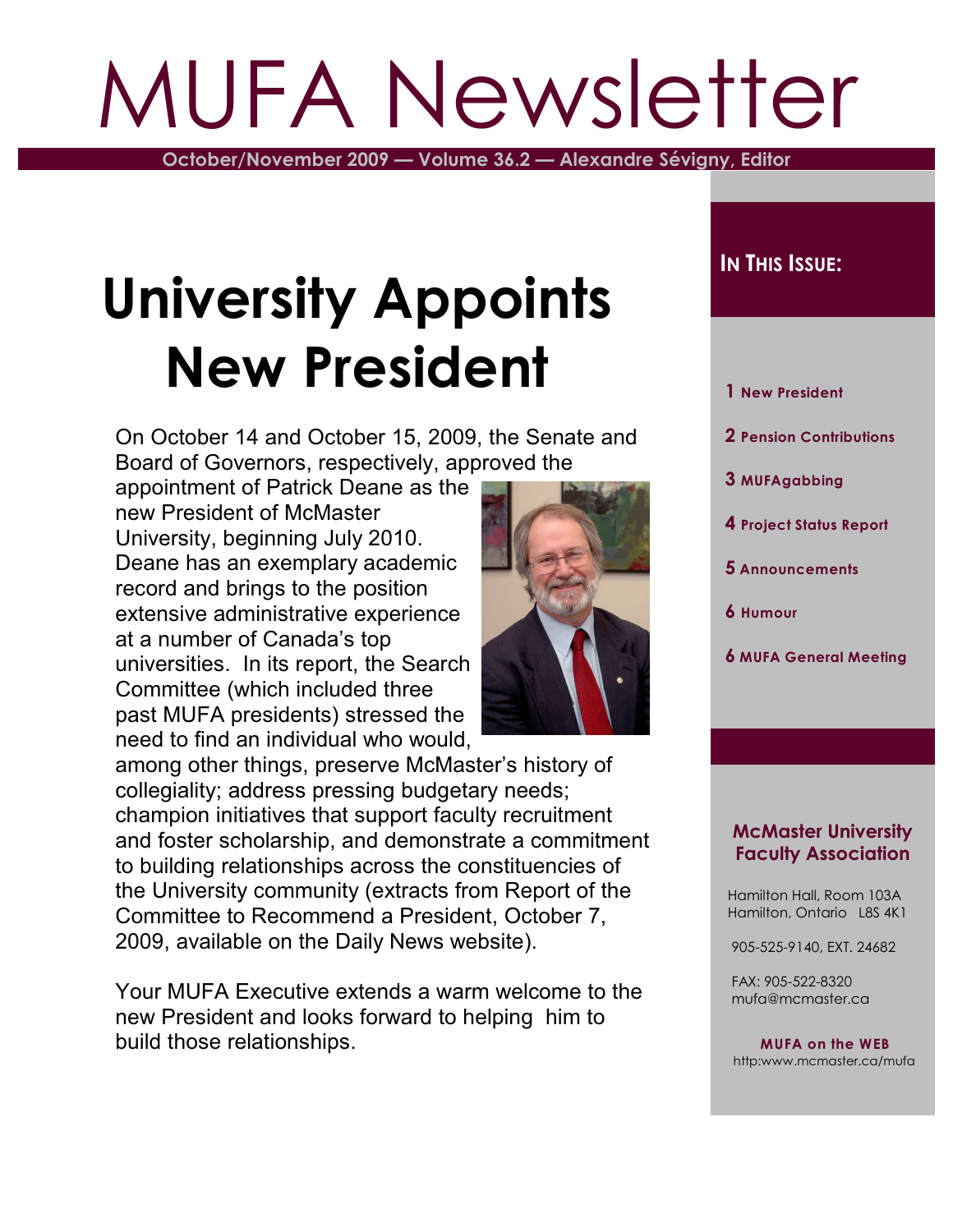# MUFA Newsletter

**October/November 2009 — Volume 36.2 — Alexandre Sévigny, Editor**

## University Appoints New President

On October 14 and October 15, 2009, the Senate and Board of Governors, respectively, approved the appointment of Patrick Deane as the new President of McMaster University, beginning July 2010. Deane has an exemplary academic record and brings to the position extensive administrative experience at a number of Canada's top universities. In its report, the Search Committee (which included three past MUFA presidents) stressed the need to find an individual who would, among other things, preserve McMaster's history of collegiality; address pressing budgetary needs; champion initiatives that support faculty recruitment and foster scholarship, and demonstrate a commitment to building relationships across the constituencies of the University community (extracts from Report of the Committee to Recommend a President, October 7, 2009, available on the Daily News website).

Your MUFA Executive extends a warm welcome to the new President and looks forward to helping him to build those relationships.

### In This Issue:

- **1** New President
- **2** Pension Contributions
- **3** MUFAgabbing
- **4** Project Status Report
- **5** Announcements
- **6** Humour
- **6** MUFA General Meeting

**McMaster University Faculty Association**

Hamilton Hall, Room 103A
Hamilton, Ontario L8S 4K1

905-525-9140, EXT. 24682

FAX: 905-522-8320
mufa@mcmaster.ca

**MUFA on the WEB**
http:www.mcmaster.ca/mufa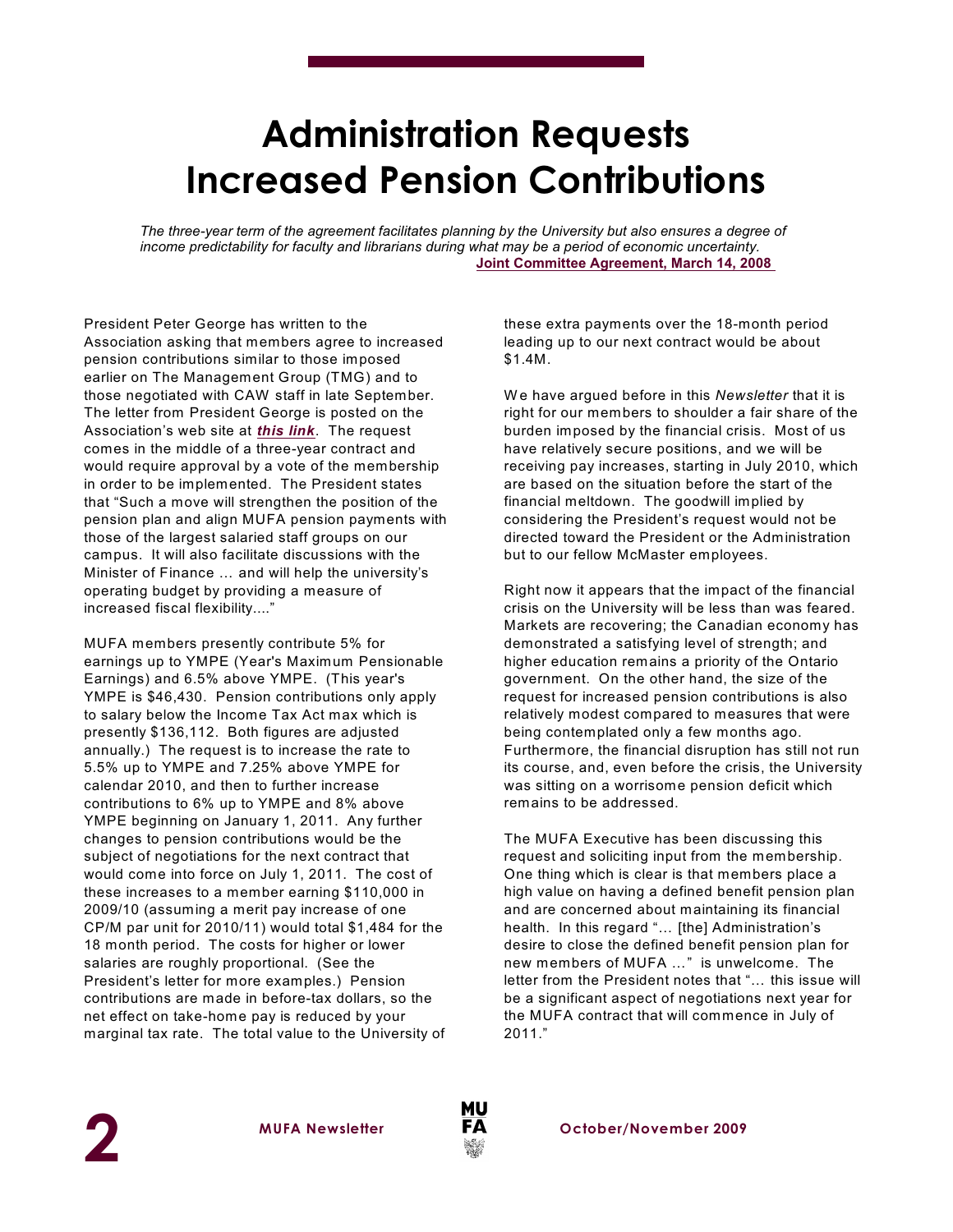# Administration Requests Increased Pension Contributions

*The three-year term of the agreement facilitates planning by the University but also ensures a degree of income predictability for faculty and librarians during what may be a period of economic uncertainty.*

**Joint Committee Agreement, March 14, 2008**

President Peter George has written to the Association asking that members agree to increased pension contributions similar to those imposed earlier on The Management Group (TMG) and to those negotiated with CAW staff in late September. The letter from President George is posted on the Association's web site at ***this link***. The request comes in the middle of a three-year contract and would require approval by a vote of the membership in order to be implemented. The President states that "Such a move will strengthen the position of the pension plan and align MUFA pension payments with those of the largest salaried staff groups on our campus. It will also facilitate discussions with the Minister of Finance … and will help the university's operating budget by providing a measure of increased fiscal flexibility...."

MUFA members presently contribute 5% for earnings up to YMPE (Year's Maximum Pensionable Earnings) and 6.5% above YMPE. (This year's YMPE is $46,430. Pension contributions only apply to salary below the Income Tax Act max which is presently $136,112. Both figures are adjusted annually.) The request is to increase the rate to 5.5% up to YMPE and 7.25% above YMPE for calendar 2010, and then to further increase contributions to 6% up to YMPE and 8% above YMPE beginning on January 1, 2011. Any further changes to pension contributions would be the subject of negotiations for the next contract that would come into force on July 1, 2011. The cost of these increases to a member earning $110,000 in 2009/10 (assuming a merit pay increase of one CP/M par unit for 2010/11) would total $1,484 for the 18 month period. The costs for higher or lower salaries are roughly proportional. (See the President's letter for more examples.) Pension contributions are made in before-tax dollars, so the net effect on take-home pay is reduced by your marginal tax rate. The total value to the University of these extra payments over the 18-month period leading up to our next contract would be about $1.4M.

We have argued before in this *Newsletter* that it is right for our members to shoulder a fair share of the burden imposed by the financial crisis. Most of us have relatively secure positions, and we will be receiving pay increases, starting in July 2010, which are based on the situation before the start of the financial meltdown. The goodwill implied by considering the President's request would not be directed toward the President or the Administration but to our fellow McMaster employees.

Right now it appears that the impact of the financial crisis on the University will be less than was feared. Markets are recovering; the Canadian economy has demonstrated a satisfying level of strength; and higher education remains a priority of the Ontario government. On the other hand, the size of the request for increased pension contributions is also relatively modest compared to measures that were being contemplated only a few months ago. Furthermore, the financial disruption has still not run its course, and, even before the crisis, the University was sitting on a worrisome pension deficit which remains to be addressed.

The MUFA Executive has been discussing this request and soliciting input from the membership. One thing which is clear is that members place a high value on having a defined benefit pension plan and are concerned about maintaining its financial health. In this regard "… [the] Administration's desire to close the defined benefit pension plan for new members of MUFA …" is unwelcome. The letter from the President notes that "… this issue will be a significant aspect of negotiations next year for the MUFA contract that will commence in July of 2011."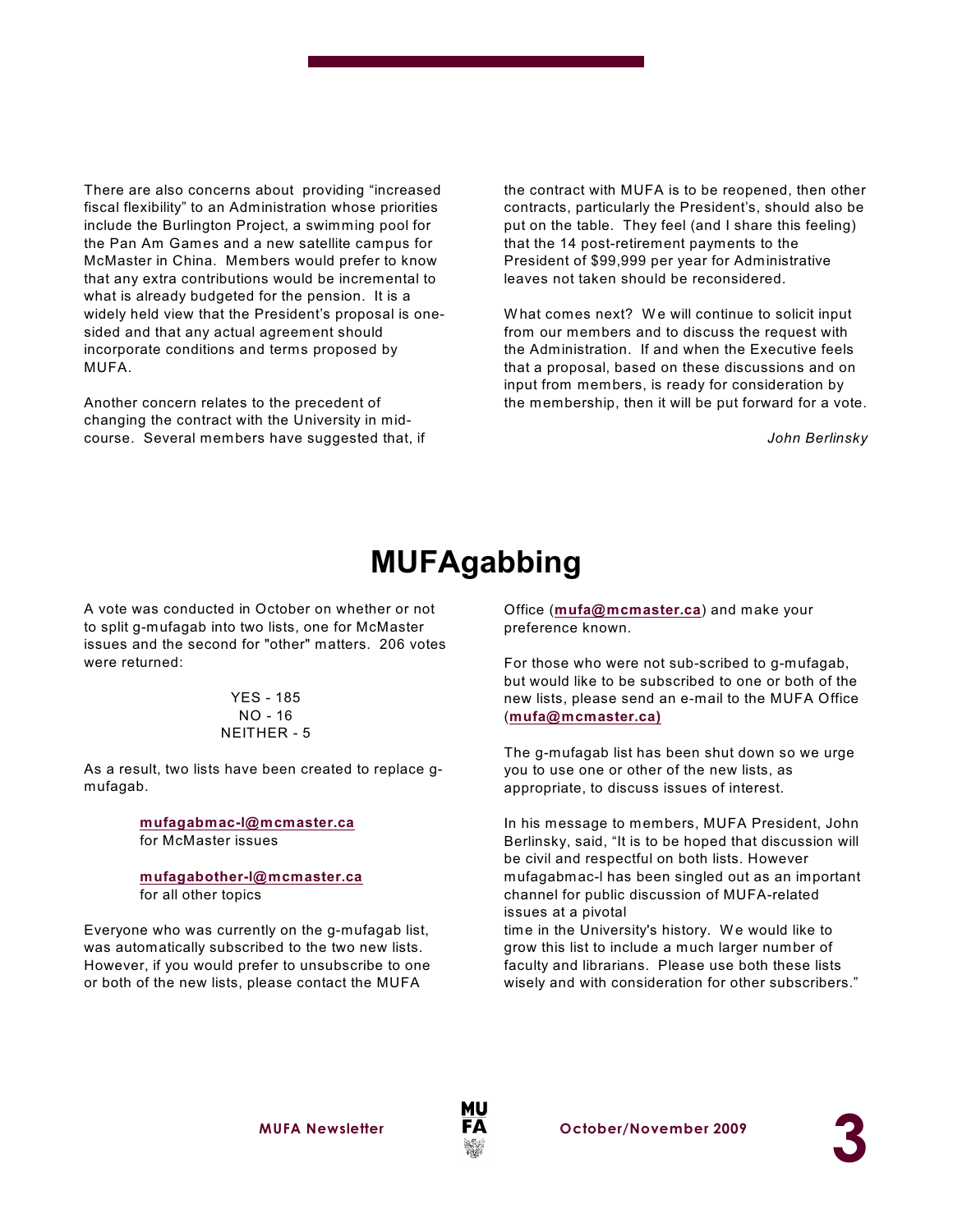There are also concerns about providing "increased fiscal flexibility" to an Administration whose priorities include the Burlington Project, a swimming pool for the Pan Am Games and a new satellite campus for McMaster in China. Members would prefer to know that any extra contributions would be incremental to what is already budgeted for the pension. It is a widely held view that the President's proposal is one-sided and that any actual agreement should incorporate conditions and terms proposed by MUFA.

Another concern relates to the precedent of changing the contract with the University in mid-course. Several members have suggested that, if the contract with MUFA is to be reopened, then other contracts, particularly the President's, should also be put on the table. They feel (and I share this feeling) that the 14 post-retirement payments to the President of $99,999 per year for Administrative leaves not taken should be reconsidered.

What comes next? We will continue to solicit input from our members and to discuss the request with the Administration. If and when the Executive feels that a proposal, based on these discussions and on input from members, is ready for consideration by the membership, then it will be put forward for a vote.

*John Berlinsky*

# MUFAgabbing

A vote was conducted in October on whether or not to split g-mufagab into two lists, one for McMaster issues and the second for "other" matters. 206 votes were returned:

YES - 185
NO - 16
NEITHER - 5

As a result, two lists have been created to replace g-mufagab.

**mufagabmac-l@mcmaster.ca**
for McMaster issues

**mufagabother-l@mcmaster.ca**
for all other topics

Everyone who was currently on the g-mufagab list, was automatically subscribed to the two new lists. However, if you would prefer to unsubscribe to one or both of the new lists, please contact the MUFA Office (**mufa@mcmaster.ca**) and make your preference known.

For those who were not sub-scribed to g-mufagab, but would like to be subscribed to one or both of the new lists, please send an e-mail to the MUFA Office (**mufa@mcmaster.ca)**

The g-mufagab list has been shut down so we urge you to use one or other of the new lists, as appropriate, to discuss issues of interest.

In his message to members, MUFA President, John Berlinsky, said, "It is to be hoped that discussion will be civil and respectful on both lists. However mufagabmac-l has been singled out as an important channel for public discussion of MUFA-related issues at a pivotal time in the University's history. We would like to grow this list to include a much larger number of faculty and librarians. Please use both these lists wisely and with consideration for other subscribers."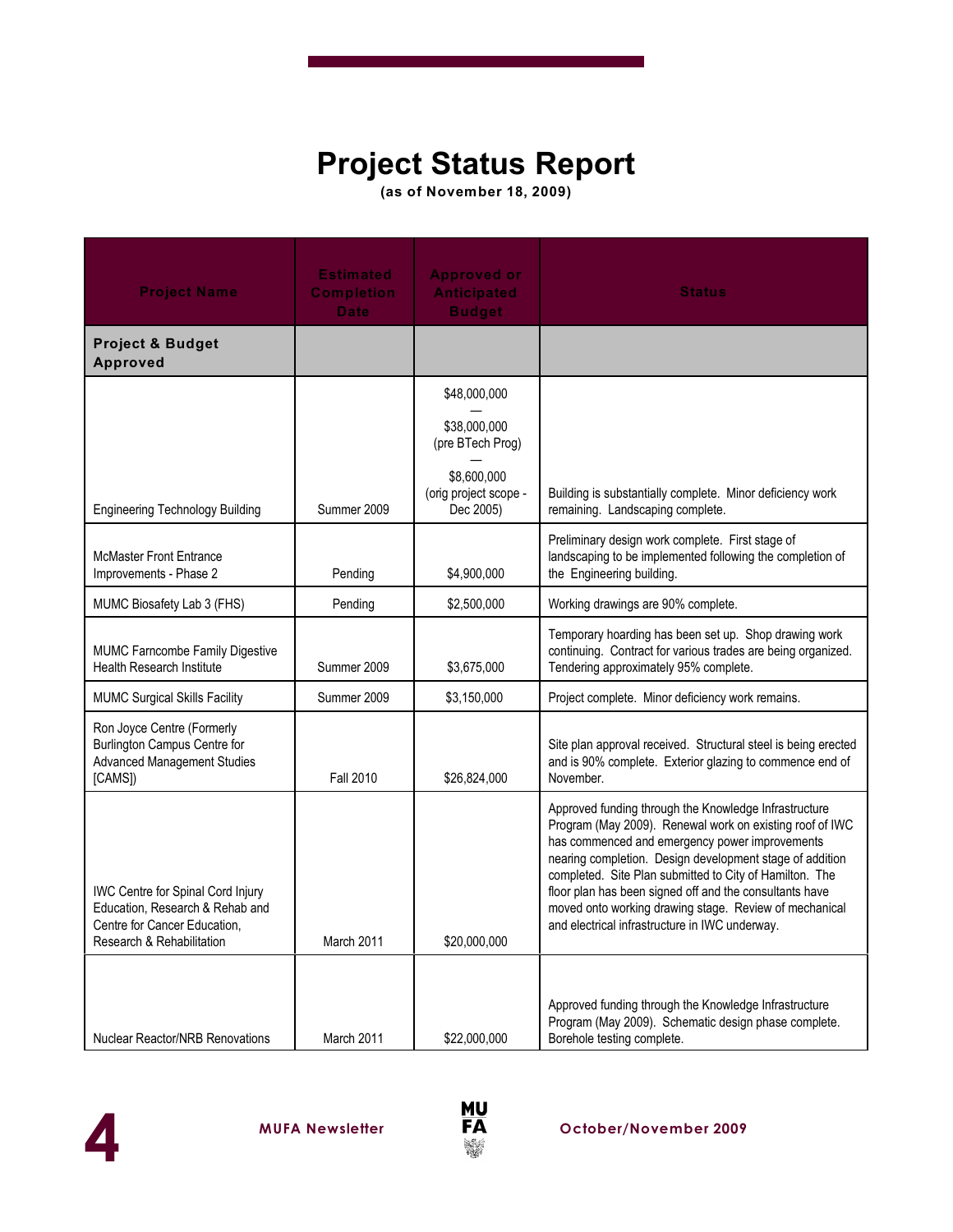# Project Status Report

**(as of November 18, 2009)**

| Project Name | Estimated Completion Date | Approved or Anticipated Budget | Status |
|---|---|---|---|
| **Project & Budget Approved** | | | |
| Engineering Technology Building | Summer 2009 | $48,000,000 — $38,000,000 (pre BTech Prog) — $8,600,000 (orig project scope - Dec 2005) | Building is substantially complete. Minor deficiency work remaining. Landscaping complete. |
| McMaster Front Entrance Improvements - Phase 2 | Pending | $4,900,000 | Preliminary design work complete. First stage of landscaping to be implemented following the completion of the Engineering building. |
| MUMC Biosafety Lab 3 (FHS) | Pending | $2,500,000 | Working drawings are 90% complete. |
| MUMC Farncombe Family Digestive Health Research Institute | Summer 2009 | $3,675,000 | Temporary hoarding has been set up. Shop drawing work continuing. Contract for various trades are being organized. Tendering approximately 95% complete. |
| MUMC Surgical Skills Facility | Summer 2009 | $3,150,000 | Project complete. Minor deficiency work remains. |
| Ron Joyce Centre (Formerly Burlington Campus Centre for Advanced Management Studies [CAMS]) | Fall 2010 | $26,824,000 | Site plan approval received. Structural steel is being erected and is 90% complete. Exterior glazing to commence end of November. |
| IWC Centre for Spinal Cord Injury Education, Research & Rehab and Centre for Cancer Education, Research & Rehabilitation | March 2011 | $20,000,000 | Approved funding through the Knowledge Infrastructure Program (May 2009). Renewal work on existing roof of IWC has commenced and emergency power improvements nearing completion. Design development stage of addition completed. Site Plan submitted to City of Hamilton. The floor plan has been signed off and the consultants have moved onto working drawing stage. Review of mechanical and electrical infrastructure in IWC underway. |
| Nuclear Reactor/NRB Renovations | March 2011 | $22,000,000 | Approved funding through the Knowledge Infrastructure Program (May 2009). Schematic design phase complete. Borehole testing complete. |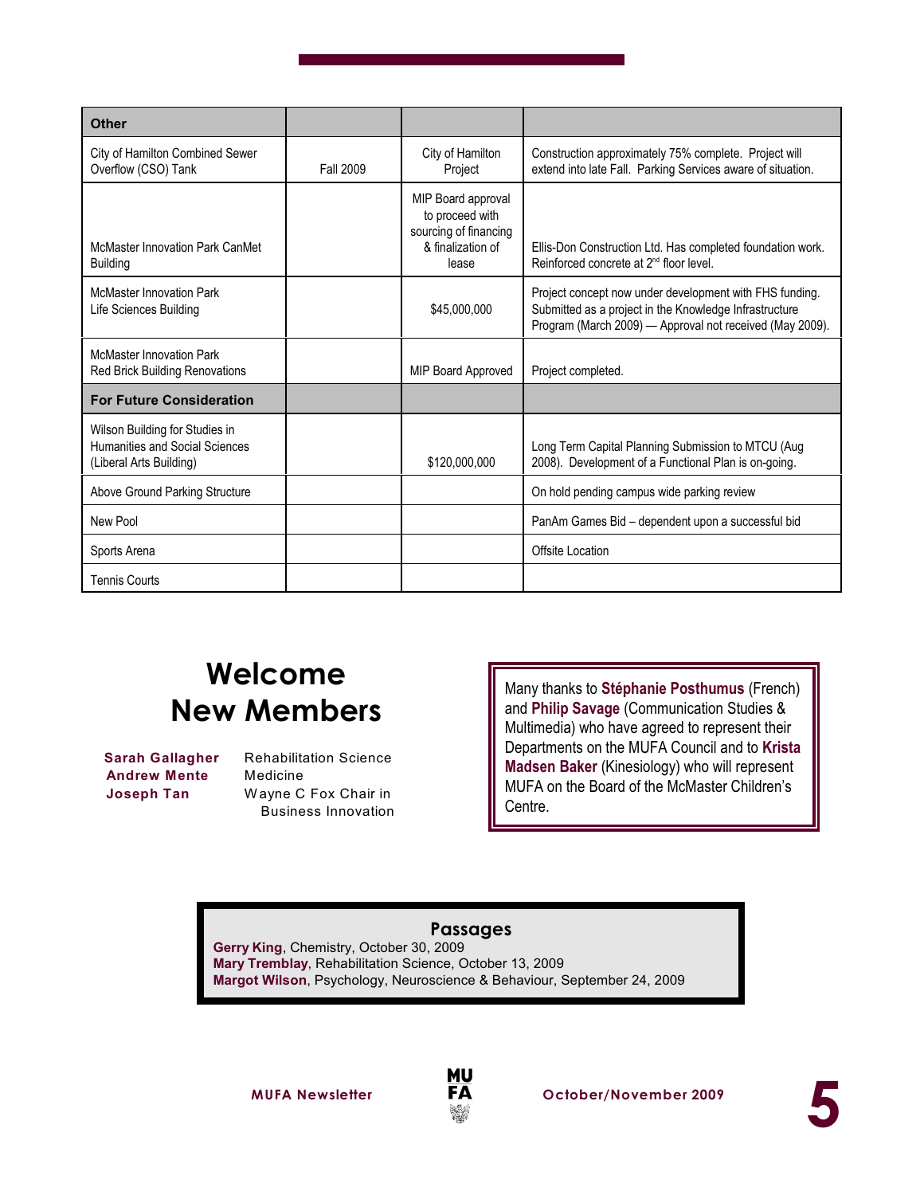| Other | | | |
|---|---|---|---|
| City of Hamilton Combined Sewer Overflow (CSO) Tank | Fall 2009 | City of Hamilton Project | Construction approximately 75% complete. Project will extend into late Fall. Parking Services aware of situation. |
| McMaster Innovation Park CanMet Building | | MIP Board approval to proceed with sourcing of financing & finalization of lease | Ellis-Don Construction Ltd. Has completed foundation work. Reinforced concrete at 2nd floor level. |
| McMaster Innovation Park Life Sciences Building | | $45,000,000 | Project concept now under development with FHS funding. Submitted as a project in the Knowledge Infrastructure Program (March 2009) — Approval not received (May 2009). |
| McMaster Innovation Park Red Brick Building Renovations | | MIP Board Approved | Project completed. |
| **For Future Consideration** | | | |
| Wilson Building for Studies in Humanities and Social Sciences (Liberal Arts Building) | | $120,000,000 | Long Term Capital Planning Submission to MTCU (Aug 2008). Development of a Functional Plan is on-going. |
| Above Ground Parking Structure | | | On hold pending campus wide parking review |
| New Pool | | | PanAm Games Bid – dependent upon a successful bid |
| Sports Arena | | | Offsite Location |
| Tennis Courts | | | |

# Welcome New Members

**Sarah Gallagher** Rehabilitation Science
**Andrew Mente** Medicine
**Joseph Tan** Wayne C Fox Chair in Business Innovation

Many thanks to **Stéphanie Posthumus** (French) and **Philip Savage** (Communication Studies & Multimedia) who have agreed to represent their Departments on the MUFA Council and to **Krista Madsen Baker** (Kinesiology) who will represent MUFA on the Board of the McMaster Children's Centre.

## Passages

**Gerry King**, Chemistry, October 30, 2009
**Mary Tremblay**, Rehabilitation Science, October 13, 2009
**Margot Wilson**, Psychology, Neuroscience & Behaviour, September 24, 2009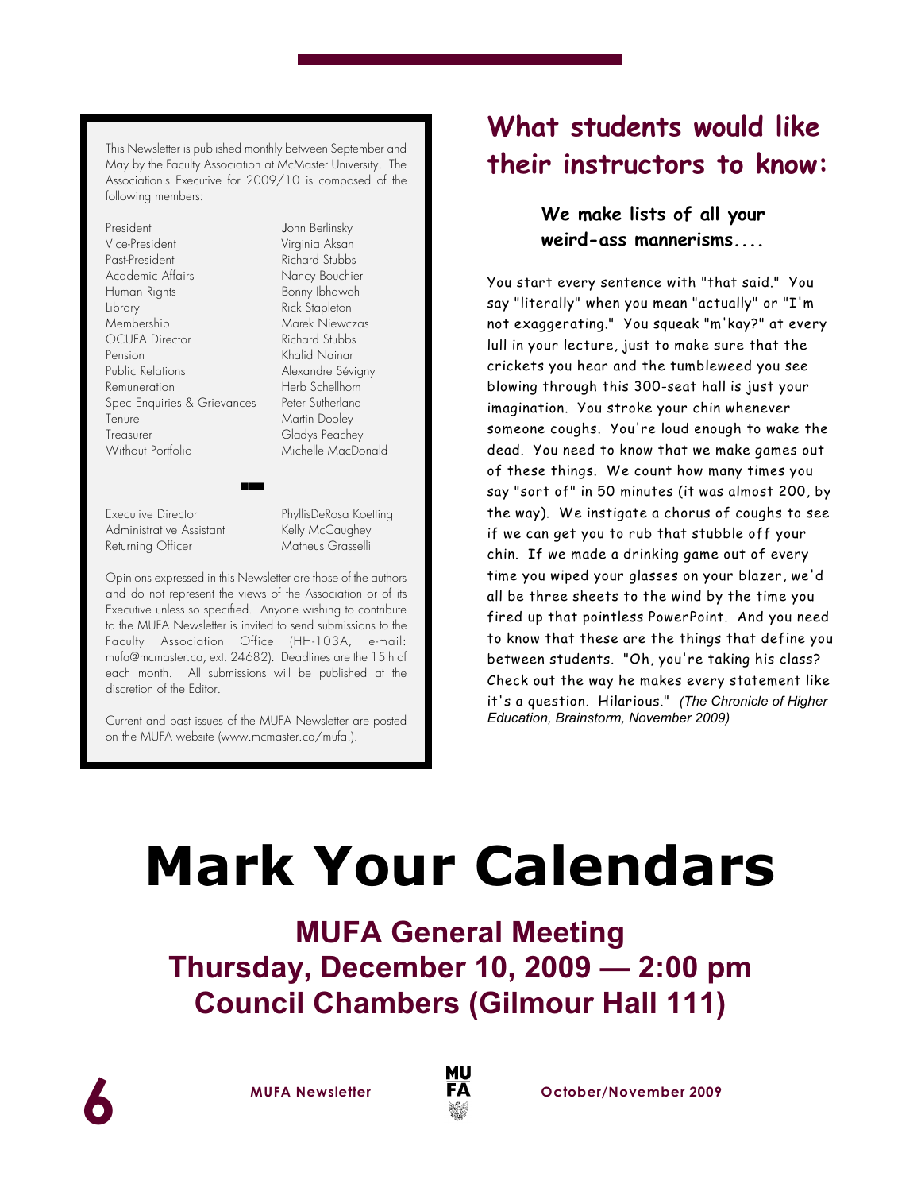This Newsletter is published monthly between September and May by the Faculty Association at McMaster University. The Association's Executive for 2009/10 is composed of the following members:

| | |
|---|---|
| President | John Berlinsky |
| Vice-President | Virginia Aksan |
| Past-President | Richard Stubbs |
| Academic Affairs | Nancy Bouchier |
| Human Rights | Bonny Ibhawoh |
| Library | Rick Stapleton |
| Membership | Marek Niewczas |
| OCUFA Director | Richard Stubbs |
| Pension | Khalid Nainar |
| Public Relations | Alexandre Sévigny |
| Remuneration | Herb Schellhorn |
| Spec Enquiries & Grievances | Peter Sutherland |
| Tenure | Martin Dooley |
| Treasurer | Gladys Peachey |
| Without Portfolio | Michelle MacDonald |

| | |
|---|---|
| Executive Director | PhyllisDeRosa Koetting |
| Administrative Assistant | Kelly McCaughey |
| Returning Officer | Matheus Grasselli |

Opinions expressed in this Newsletter are those of the authors and do not represent the views of the Association or of its Executive unless so specified. Anyone wishing to contribute to the MUFA Newsletter is invited to send submissions to the Faculty Association Office (HH-103A, e-mail: mufa@mcmaster.ca, ext. 24682). Deadlines are the 15th of each month. All submissions will be published at the discretion of the Editor.

Current and past issues of the MUFA Newsletter are posted on the MUFA website (www.mcmaster.ca/mufa.).

## What students would like their instructors to know:

### We make lists of all your weird-ass mannerisms....

You start every sentence with "that said." You say "literally" when you mean "actually" or "I'm not exaggerating." You squeak "m'kay?" at every lull in your lecture, just to make sure that the crickets you hear and the tumbleweed you see blowing through this 300-seat hall is just your imagination. You stroke your chin whenever someone coughs. You're loud enough to wake the dead. You need to know that we make games out of these things. We count how many times you say "sort of" in 50 minutes (it was almost 200, by the way). We instigate a chorus of coughs to see if we can get you to rub that stubble off your chin. If we made a drinking game out of every time you wiped your glasses on your blazer, we'd all be three sheets to the wind by the time you fired up that pointless PowerPoint. And you need to know that these are the things that define you between students. "Oh, you're taking his class? Check out the way he makes every statement like it's a question. Hilarious." *(The Chronicle of Higher Education, Brainstorm, November 2009)*

# Mark Your Calendars

## MUFA General Meeting
## Thursday, December 10, 2009 — 2:00 pm
## Council Chambers (Gilmour Hall 111)